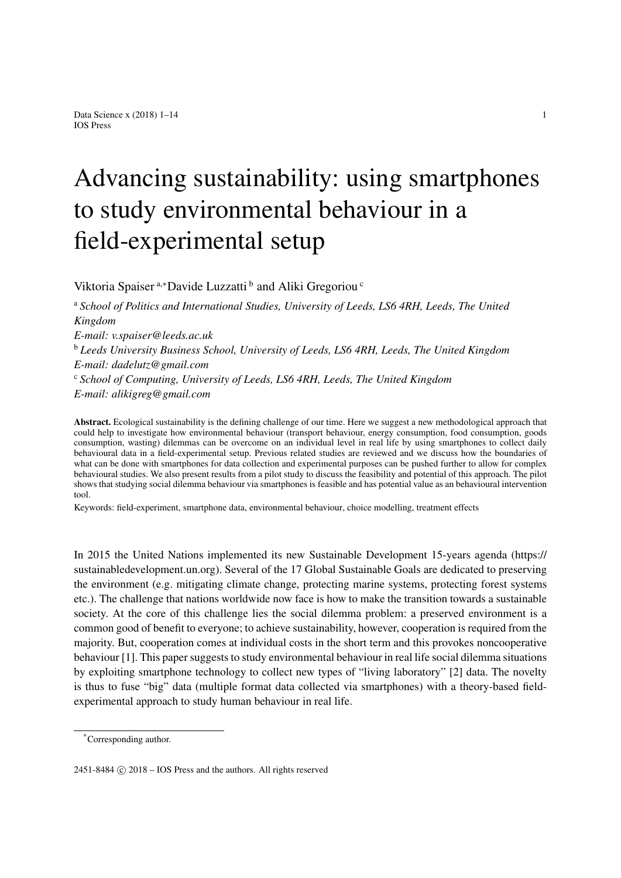# Advancing sustainability: using smartphones to study environmental behaviour in a field-experimental setup

Viktoria Spaiser [a,*] Davide Luzzatti [b] and Aliki Gregoriou [c]

[a] *School of Politics and International Studies, University of Leeds, LS6 4RH, Leeds, The United Kingdom*
*E-mail: v.spaiser@leeds.ac.uk*

[b] *Leeds University Business School, University of Leeds, LS6 4RH, Leeds, The United Kingdom*
*E-mail: dadelutz@gmail.com*

[c] *School of Computing, University of Leeds, LS6 4RH, Leeds, The United Kingdom*
*E-mail: alikigreg@gmail.com*

**Abstract.** Ecological sustainability is the defining challenge of our time. Here we suggest a new methodological approach that could help to investigate how environmental behaviour (transport behaviour, energy consumption, food consumption, goods consumption, wasting) dilemmas can be overcome on an individual level in real life by using smartphones to collect daily behavioural data in a field-experimental setup. Previous related studies are reviewed and we discuss how the boundaries of what can be done with smartphones for data collection and experimental purposes can be pushed further to allow for complex behavioural studies. We also present results from a pilot study to discuss the feasibility and potential of this approach. The pilot shows that studying social dilemma behaviour via smartphones is feasible and has potential value as an behavioural intervention tool.

Keywords: field-experiment, smartphone data, environmental behaviour, choice modelling, treatment effects

In 2015 the United Nations implemented its new Sustainable Development 15-years agenda (https://sustainabledevelopment.un.org). Several of the 17 Global Sustainable Goals are dedicated to preserving the environment (e.g. mitigating climate change, protecting marine systems, protecting forest systems etc.). The challenge that nations worldwide now face is how to make the transition towards a sustainable society. At the core of this challenge lies the social dilemma problem: a preserved environment is a common good of benefit to everyone; to achieve sustainability, however, cooperation is required from the majority. But, cooperation comes at individual costs in the short term and this provokes noncooperative behaviour [1]. This paper suggests to study environmental behaviour in real life social dilemma situations by exploiting smartphone technology to collect new types of "living laboratory" [2] data. The novelty is thus to fuse "big" data (multiple format data collected via smartphones) with a theory-based field-experimental approach to study human behaviour in real life.

*Corresponding author.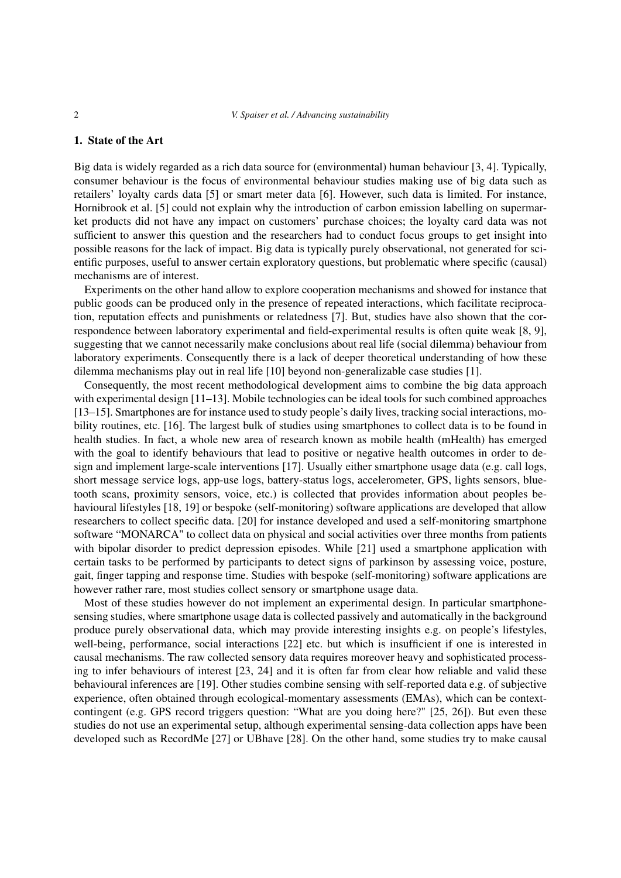## 1. State of the Art

Big data is widely regarded as a rich data source for (environmental) human behaviour [3, 4]. Typically, consumer behaviour is the focus of environmental behaviour studies making use of big data such as retailers' loyalty cards data [5] or smart meter data [6]. However, such data is limited. For instance, Hornibrook et al. [5] could not explain why the introduction of carbon emission labelling on supermarket products did not have any impact on customers' purchase choices; the loyalty card data was not sufficient to answer this question and the researchers had to conduct focus groups to get insight into possible reasons for the lack of impact. Big data is typically purely observational, not generated for scientific purposes, useful to answer certain exploratory questions, but problematic where specific (causal) mechanisms are of interest.

Experiments on the other hand allow to explore cooperation mechanisms and showed for instance that public goods can be produced only in the presence of repeated interactions, which facilitate reciprocation, reputation effects and punishments or relatedness [7]. But, studies have also shown that the correspondence between laboratory experimental and field-experimental results is often quite weak [8, 9], suggesting that we cannot necessarily make conclusions about real life (social dilemma) behaviour from laboratory experiments. Consequently there is a lack of deeper theoretical understanding of how these dilemma mechanisms play out in real life [10] beyond non-generalizable case studies [1].

Consequently, the most recent methodological development aims to combine the big data approach with experimental design [11–13]. Mobile technologies can be ideal tools for such combined approaches [13–15]. Smartphones are for instance used to study people's daily lives, tracking social interactions, mobility routines, etc. [16]. The largest bulk of studies using smartphones to collect data is to be found in health studies. In fact, a whole new area of research known as mobile health (mHealth) has emerged with the goal to identify behaviours that lead to positive or negative health outcomes in order to design and implement large-scale interventions [17]. Usually either smartphone usage data (e.g. call logs, short message service logs, app-use logs, battery-status logs, accelerometer, GPS, lights sensors, bluetooth scans, proximity sensors, voice, etc.) is collected that provides information about peoples behavioural lifestyles [18, 19] or bespoke (self-monitoring) software applications are developed that allow researchers to collect specific data. [20] for instance developed and used a self-monitoring smartphone software "MONARCA" to collect data on physical and social activities over three months from patients with bipolar disorder to predict depression episodes. While [21] used a smartphone application with certain tasks to be performed by participants to detect signs of parkinson by assessing voice, posture, gait, finger tapping and response time. Studies with bespoke (self-monitoring) software applications are however rather rare, most studies collect sensory or smartphone usage data.

Most of these studies however do not implement an experimental design. In particular smartphone-sensing studies, where smartphone usage data is collected passively and automatically in the background produce purely observational data, which may provide interesting insights e.g. on people's lifestyles, well-being, performance, social interactions [22] etc. but which is insufficient if one is interested in causal mechanisms. The raw collected sensory data requires moreover heavy and sophisticated processing to infer behaviours of interest [23, 24] and it is often far from clear how reliable and valid these behavioural inferences are [19]. Other studies combine sensing with self-reported data e.g. of subjective experience, often obtained through ecological-momentary assessments (EMAs), which can be context-contingent (e.g. GPS record triggers question: "What are you doing here?" [25, 26]). But even these studies do not use an experimental setup, although experimental sensing-data collection apps have been developed such as RecordMe [27] or UBhave [28]. On the other hand, some studies try to make causal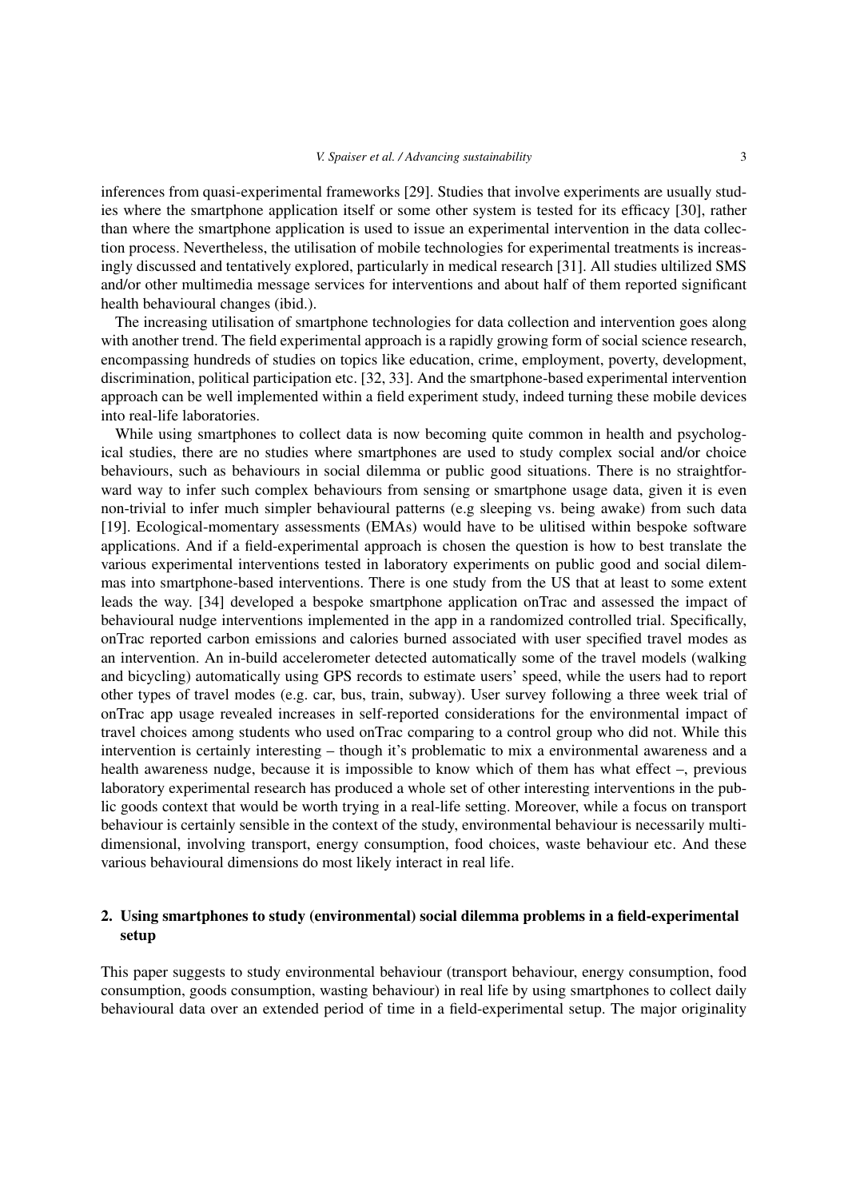inferences from quasi-experimental frameworks [29]. Studies that involve experiments are usually studies where the smartphone application itself or some other system is tested for its efficacy [30], rather than where the smartphone application is used to issue an experimental intervention in the data collection process. Nevertheless, the utilisation of mobile technologies for experimental treatments is increasingly discussed and tentatively explored, particularly in medical research [31]. All studies ultilized SMS and/or other multimedia message services for interventions and about half of them reported significant health behavioural changes (ibid.).

The increasing utilisation of smartphone technologies for data collection and intervention goes along with another trend. The field experimental approach is a rapidly growing form of social science research, encompassing hundreds of studies on topics like education, crime, employment, poverty, development, discrimination, political participation etc. [32, 33]. And the smartphone-based experimental intervention approach can be well implemented within a field experiment study, indeed turning these mobile devices into real-life laboratories.

While using smartphones to collect data is now becoming quite common in health and psychological studies, there are no studies where smartphones are used to study complex social and/or choice behaviours, such as behaviours in social dilemma or public good situations. There is no straightforward way to infer such complex behaviours from sensing or smartphone usage data, given it is even non-trivial to infer much simpler behavioural patterns (e.g sleeping vs. being awake) from such data [19]. Ecological-momentary assessments (EMAs) would have to be ulitised within bespoke software applications. And if a field-experimental approach is chosen the question is how to best translate the various experimental interventions tested in laboratory experiments on public good and social dilemmas into smartphone-based interventions. There is one study from the US that at least to some extent leads the way. [34] developed a bespoke smartphone application onTrac and assessed the impact of behavioural nudge interventions implemented in the app in a randomized controlled trial. Specifically, onTrac reported carbon emissions and calories burned associated with user specified travel modes as an intervention. An in-build accelerometer detected automatically some of the travel models (walking and bicycling) automatically using GPS records to estimate users' speed, while the users had to report other types of travel modes (e.g. car, bus, train, subway). User survey following a three week trial of onTrac app usage revealed increases in self-reported considerations for the environmental impact of travel choices among students who used onTrac comparing to a control group who did not. While this intervention is certainly interesting – though it's problematic to mix a environmental awareness and a health awareness nudge, because it is impossible to know which of them has what effect –, previous laboratory experimental research has produced a whole set of other interesting interventions in the public goods context that would be worth trying in a real-life setting. Moreover, while a focus on transport behaviour is certainly sensible in the context of the study, environmental behaviour is necessarily multidimensional, involving transport, energy consumption, food choices, waste behaviour etc. And these various behavioural dimensions do most likely interact in real life.

## 2. Using smartphones to study (environmental) social dilemma problems in a field-experimental setup

This paper suggests to study environmental behaviour (transport behaviour, energy consumption, food consumption, goods consumption, wasting behaviour) in real life by using smartphones to collect daily behavioural data over an extended period of time in a field-experimental setup. The major originality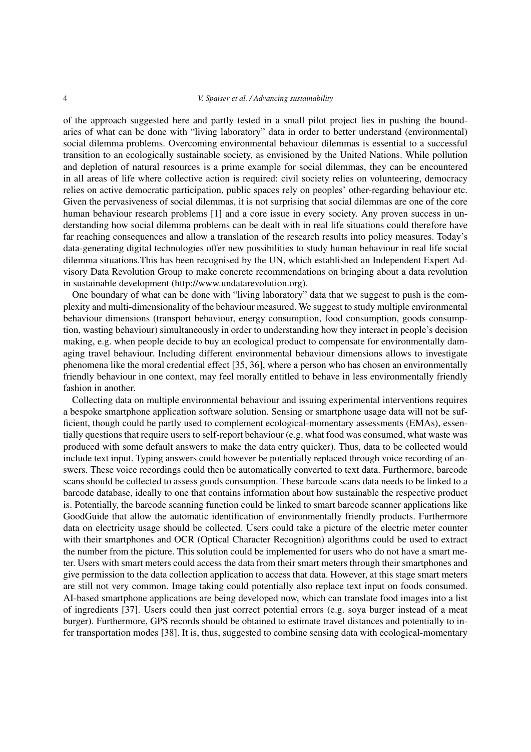of the approach suggested here and partly tested in a small pilot project lies in pushing the boundaries of what can be done with "living laboratory" data in order to better understand (environmental) social dilemma problems. Overcoming environmental behaviour dilemmas is essential to a successful transition to an ecologically sustainable society, as envisioned by the United Nations. While pollution and depletion of natural resources is a prime example for social dilemmas, they can be encountered in all areas of life where collective action is required: civil society relies on volunteering, democracy relies on active democratic participation, public spaces rely on peoples' other-regarding behaviour etc. Given the pervasiveness of social dilemmas, it is not surprising that social dilemmas are one of the core human behaviour research problems [1] and a core issue in every society. Any proven success in understanding how social dilemma problems can be dealt with in real life situations could therefore have far reaching consequences and allow a translation of the research results into policy measures. Today's data-generating digital technologies offer new possibilities to study human behaviour in real life social dilemma situations.This has been recognised by the UN, which established an Independent Expert Advisory Data Revolution Group to make concrete recommendations on bringing about a data revolution in sustainable development (http://www.undatarevolution.org).

One boundary of what can be done with "living laboratory" data that we suggest to push is the complexity and multi-dimensionality of the behaviour measured. We suggest to study multiple environmental behaviour dimensions (transport behaviour, energy consumption, food consumption, goods consumption, wasting behaviour) simultaneously in order to understanding how they interact in people's decision making, e.g. when people decide to buy an ecological product to compensate for environmentally damaging travel behaviour. Including different environmental behaviour dimensions allows to investigate phenomena like the moral credential effect [35, 36], where a person who has chosen an environmentally friendly behaviour in one context, may feel morally entitled to behave in less environmentally friendly fashion in another.

Collecting data on multiple environmental behaviour and issuing experimental interventions requires a bespoke smartphone application software solution. Sensing or smartphone usage data will not be sufficient, though could be partly used to complement ecological-momentary assessments (EMAs), essentially questions that require users to self-report behaviour (e.g. what food was consumed, what waste was produced with some default answers to make the data entry quicker). Thus, data to be collected would include text input. Typing answers could however be potentially replaced through voice recording of answers. These voice recordings could then be automatically converted to text data. Furthermore, barcode scans should be collected to assess goods consumption. These barcode scans data needs to be linked to a barcode database, ideally to one that contains information about how sustainable the respective product is. Potentially, the barcode scanning function could be linked to smart barcode scanner applications like GoodGuide that allow the automatic identification of environmentally friendly products. Furthermore data on electricity usage should be collected. Users could take a picture of the electric meter counter with their smartphones and OCR (Optical Character Recognition) algorithms could be used to extract the number from the picture. This solution could be implemented for users who do not have a smart meter. Users with smart meters could access the data from their smart meters through their smartphones and give permission to the data collection application to access that data. However, at this stage smart meters are still not very common. Image taking could potentially also replace text input on foods consumed. AI-based smartphone applications are being developed now, which can translate food images into a list of ingredients [37]. Users could then just correct potential errors (e.g. soya burger instead of a meat burger). Furthermore, GPS records should be obtained to estimate travel distances and potentially to infer transportation modes [38]. It is, thus, suggested to combine sensing data with ecological-momentary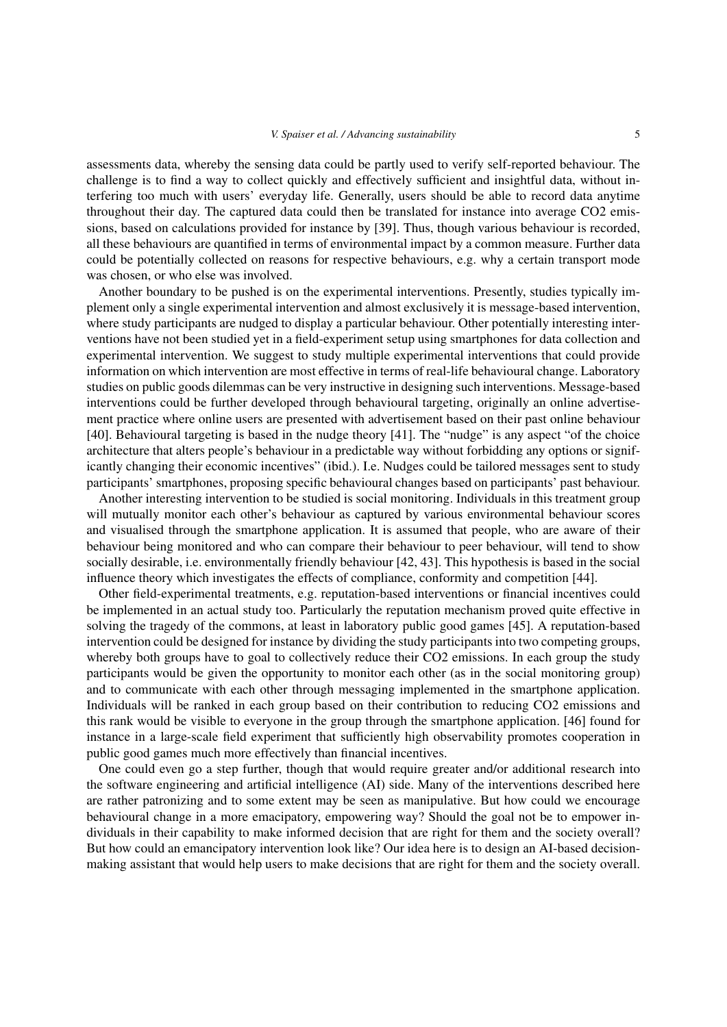assessments data, whereby the sensing data could be partly used to verify self-reported behaviour. The challenge is to find a way to collect quickly and effectively sufficient and insightful data, without interfering too much with users' everyday life. Generally, users should be able to record data anytime throughout their day. The captured data could then be translated for instance into average $CO_2$ emissions, based on calculations provided for instance by [39]. Thus, though various behaviour is recorded, all these behaviours are quantified in terms of environmental impact by a common measure. Further data could be potentially collected on reasons for respective behaviours, e.g. why a certain transport mode was chosen, or who else was involved.

Another boundary to be pushed is on the experimental interventions. Presently, studies typically implement only a single experimental intervention and almost exclusively it is message-based intervention, where study participants are nudged to display a particular behaviour. Other potentially interesting interventions have not been studied yet in a field-experiment setup using smartphones for data collection and experimental intervention. We suggest to study multiple experimental interventions that could provide information on which intervention are most effective in terms of real-life behavioural change. Laboratory studies on public goods dilemmas can be very instructive in designing such interventions. Message-based interventions could be further developed through behavioural targeting, originally an online advertisement practice where online users are presented with advertisement based on their past online behaviour [40]. Behavioural targeting is based in the nudge theory [41]. The "nudge" is any aspect "of the choice architecture that alters people's behaviour in a predictable way without forbidding any options or significantly changing their economic incentives" (ibid.). I.e. Nudges could be tailored messages sent to study participants' smartphones, proposing specific behavioural changes based on participants' past behaviour.

Another interesting intervention to be studied is social monitoring. Individuals in this treatment group will mutually monitor each other's behaviour as captured by various environmental behaviour scores and visualised through the smartphone application. It is assumed that people, who are aware of their behaviour being monitored and who can compare their behaviour to peer behaviour, will tend to show socially desirable, i.e. environmentally friendly behaviour [42, 43]. This hypothesis is based in the social influence theory which investigates the effects of compliance, conformity and competition [44].

Other field-experimental treatments, e.g. reputation-based interventions or financial incentives could be implemented in an actual study too. Particularly the reputation mechanism proved quite effective in solving the tragedy of the commons, at least in laboratory public good games [45]. A reputation-based intervention could be designed for instance by dividing the study participants into two competing groups, whereby both groups have to goal to collectively reduce their $CO_2$ emissions. In each group the study participants would be given the opportunity to monitor each other (as in the social monitoring group) and to communicate with each other through messaging implemented in the smartphone application. Individuals will be ranked in each group based on their contribution to reducing $CO_2$ emissions and this rank would be visible to everyone in the group through the smartphone application. [46] found for instance in a large-scale field experiment that sufficiently high observability promotes cooperation in public good games much more effectively than financial incentives.

One could even go a step further, though that would require greater and/or additional research into the software engineering and artificial intelligence (AI) side. Many of the interventions described here are rather patronizing and to some extent may be seen as manipulative. But how could we encourage behavioural change in a more emacipatory, empowering way? Should the goal not be to empower individuals in their capability to make informed decision that are right for them and the society overall? But how could an emancipatory intervention look like? Our idea here is to design an AI-based decision-making assistant that would help users to make decisions that are right for them and the society overall.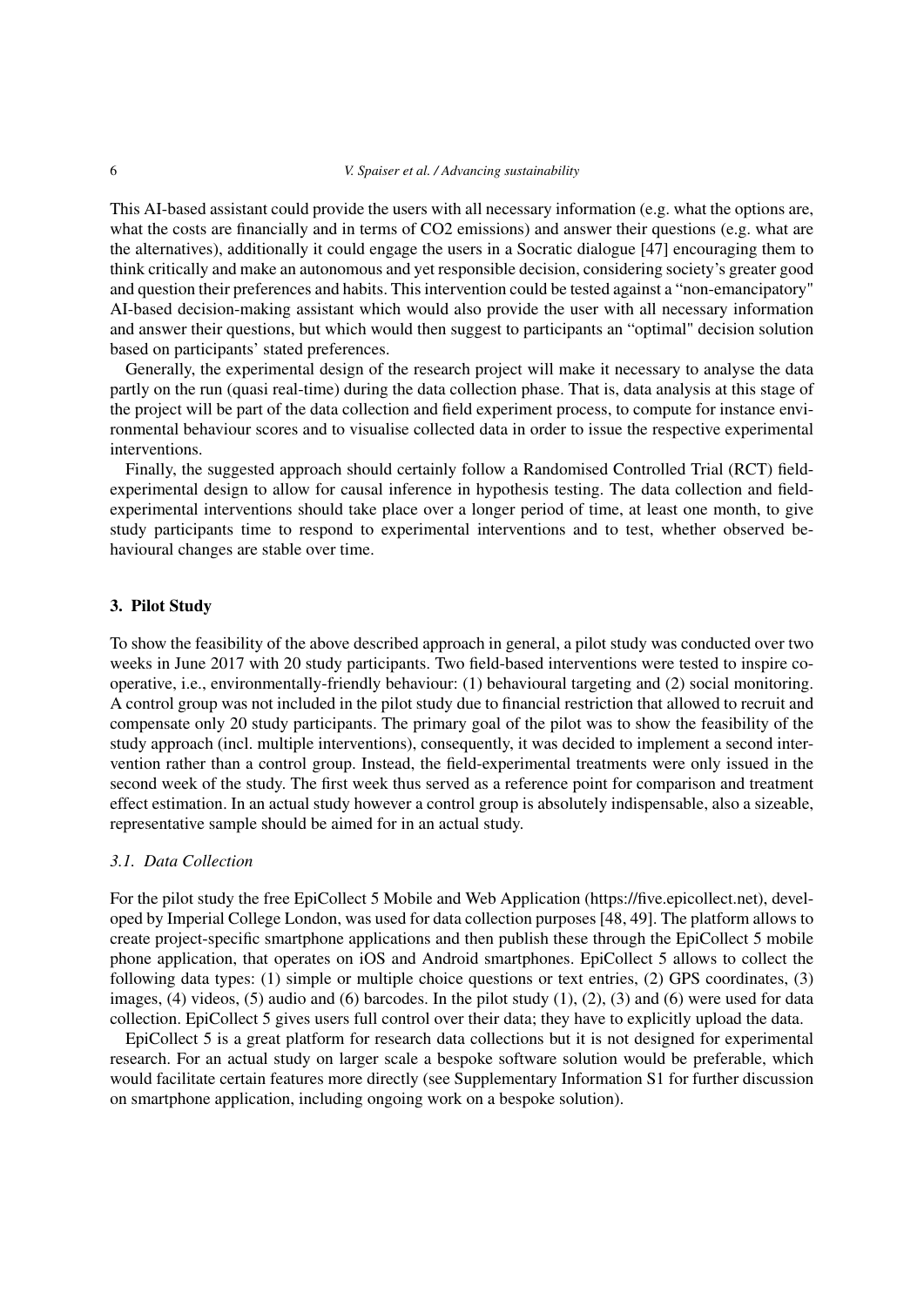This AI-based assistant could provide the users with all necessary information (e.g. what the options are, what the costs are financially and in terms of $CO_2$ emissions) and answer their questions (e.g. what are the alternatives), additionally it could engage the users in a Socratic dialogue [47] encouraging them to think critically and make an autonomous and yet responsible decision, considering society's greater good and question their preferences and habits. This intervention could be tested against a "non-emancipatory" AI-based decision-making assistant which would also provide the user with all necessary information and answer their questions, but which would then suggest to participants an "optimal" decision solution based on participants' stated preferences.

Generally, the experimental design of the research project will make it necessary to analyse the data partly on the run (quasi real-time) during the data collection phase. That is, data analysis at this stage of the project will be part of the data collection and field experiment process, to compute for instance environmental behaviour scores and to visualise collected data in order to issue the respective experimental interventions.

Finally, the suggested approach should certainly follow a Randomised Controlled Trial (RCT) field-experimental design to allow for causal inference in hypothesis testing. The data collection and field-experimental interventions should take place over a longer period of time, at least one month, to give study participants time to respond to experimental interventions and to test, whether observed behavioural changes are stable over time.

## 3. Pilot Study

To show the feasibility of the above described approach in general, a pilot study was conducted over two weeks in June 2017 with 20 study participants. Two field-based interventions were tested to inspire co-operative, i.e., environmentally-friendly behaviour: (1) behavioural targeting and (2) social monitoring. A control group was not included in the pilot study due to financial restriction that allowed to recruit and compensate only 20 study participants. The primary goal of the pilot was to show the feasibility of the study approach (incl. multiple interventions), consequently, it was decided to implement a second intervention rather than a control group. Instead, the field-experimental treatments were only issued in the second week of the study. The first week thus served as a reference point for comparison and treatment effect estimation. In an actual study however a control group is absolutely indispensable, also a sizeable, representative sample should be aimed for in an actual study.

### *3.1. Data Collection*

For the pilot study the free EpiCollect 5 Mobile and Web Application (https://five.epicollect.net), developed by Imperial College London, was used for data collection purposes [48, 49]. The platform allows to create project-specific smartphone applications and then publish these through the EpiCollect 5 mobile phone application, that operates on iOS and Android smartphones. EpiCollect 5 allows to collect the following data types: (1) simple or multiple choice questions or text entries, (2) GPS coordinates, (3) images, (4) videos, (5) audio and (6) barcodes. In the pilot study (1), (2), (3) and (6) were used for data collection. EpiCollect 5 gives users full control over their data; they have to explicitly upload the data.

EpiCollect 5 is a great platform for research data collections but it is not designed for experimental research. For an actual study on larger scale a bespoke software solution would be preferable, which would facilitate certain features more directly (see Supplementary Information S1 for further discussion on smartphone application, including ongoing work on a bespoke solution).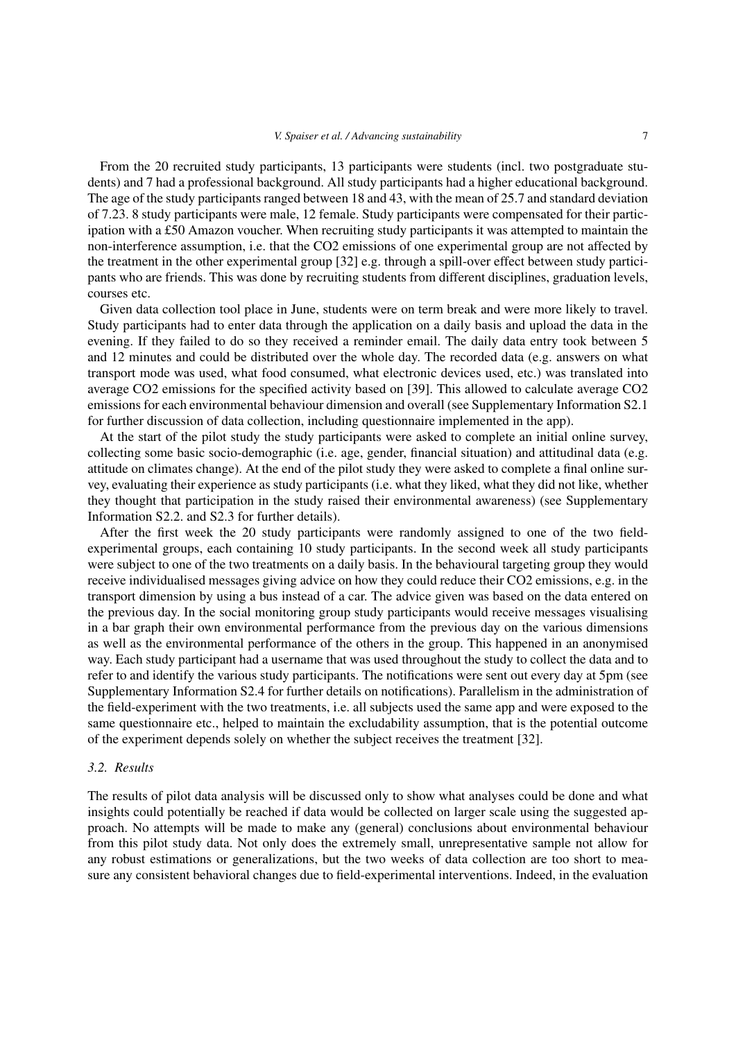From the 20 recruited study participants, 13 participants were students (incl. two postgraduate students) and 7 had a professional background. All study participants had a higher educational background. The age of the study participants ranged between 18 and 43, with the mean of 25.7 and standard deviation of 7.23. 8 study participants were male, 12 female. Study participants were compensated for their participation with a £50 Amazon voucher. When recruiting study participants it was attempted to maintain the non-interference assumption, i.e. that the CO2 emissions of one experimental group are not affected by the treatment in the other experimental group [32] e.g. through a spill-over effect between study participants who are friends. This was done by recruiting students from different disciplines, graduation levels, courses etc.

Given data collection tool place in June, students were on term break and were more likely to travel. Study participants had to enter data through the application on a daily basis and upload the data in the evening. If they failed to do so they received a reminder email. The daily data entry took between 5 and 12 minutes and could be distributed over the whole day. The recorded data (e.g. answers on what transport mode was used, what food consumed, what electronic devices used, etc.) was translated into average CO2 emissions for the specified activity based on [39]. This allowed to calculate average CO2 emissions for each environmental behaviour dimension and overall (see Supplementary Information S2.1 for further discussion of data collection, including questionnaire implemented in the app).

At the start of the pilot study the study participants were asked to complete an initial online survey, collecting some basic socio-demographic (i.e. age, gender, financial situation) and attitudinal data (e.g. attitude on climates change). At the end of the pilot study they were asked to complete a final online survey, evaluating their experience as study participants (i.e. what they liked, what they did not like, whether they thought that participation in the study raised their environmental awareness) (see Supplementary Information S2.2. and S2.3 for further details).

After the first week the 20 study participants were randomly assigned to one of the two field-experimental groups, each containing 10 study participants. In the second week all study participants were subject to one of the two treatments on a daily basis. In the behavioural targeting group they would receive individualised messages giving advice on how they could reduce their CO2 emissions, e.g. in the transport dimension by using a bus instead of a car. The advice given was based on the data entered on the previous day. In the social monitoring group study participants would receive messages visualising in a bar graph their own environmental performance from the previous day on the various dimensions as well as the environmental performance of the others in the group. This happened in an anonymised way. Each study participant had a username that was used throughout the study to collect the data and to refer to and identify the various study participants. The notifications were sent out every day at 5pm (see Supplementary Information S2.4 for further details on notifications). Parallelism in the administration of the field-experiment with the two treatments, i.e. all subjects used the same app and were exposed to the same questionnaire etc., helped to maintain the excludability assumption, that is the potential outcome of the experiment depends solely on whether the subject receives the treatment [32].

### *3.2. Results*

The results of pilot data analysis will be discussed only to show what analyses could be done and what insights could potentially be reached if data would be collected on larger scale using the suggested approach. No attempts will be made to make any (general) conclusions about environmental behaviour from this pilot study data. Not only does the extremely small, unrepresentative sample not allow for any robust estimations or generalizations, but the two weeks of data collection are too short to measure any consistent behavioral changes due to field-experimental interventions. Indeed, in the evaluation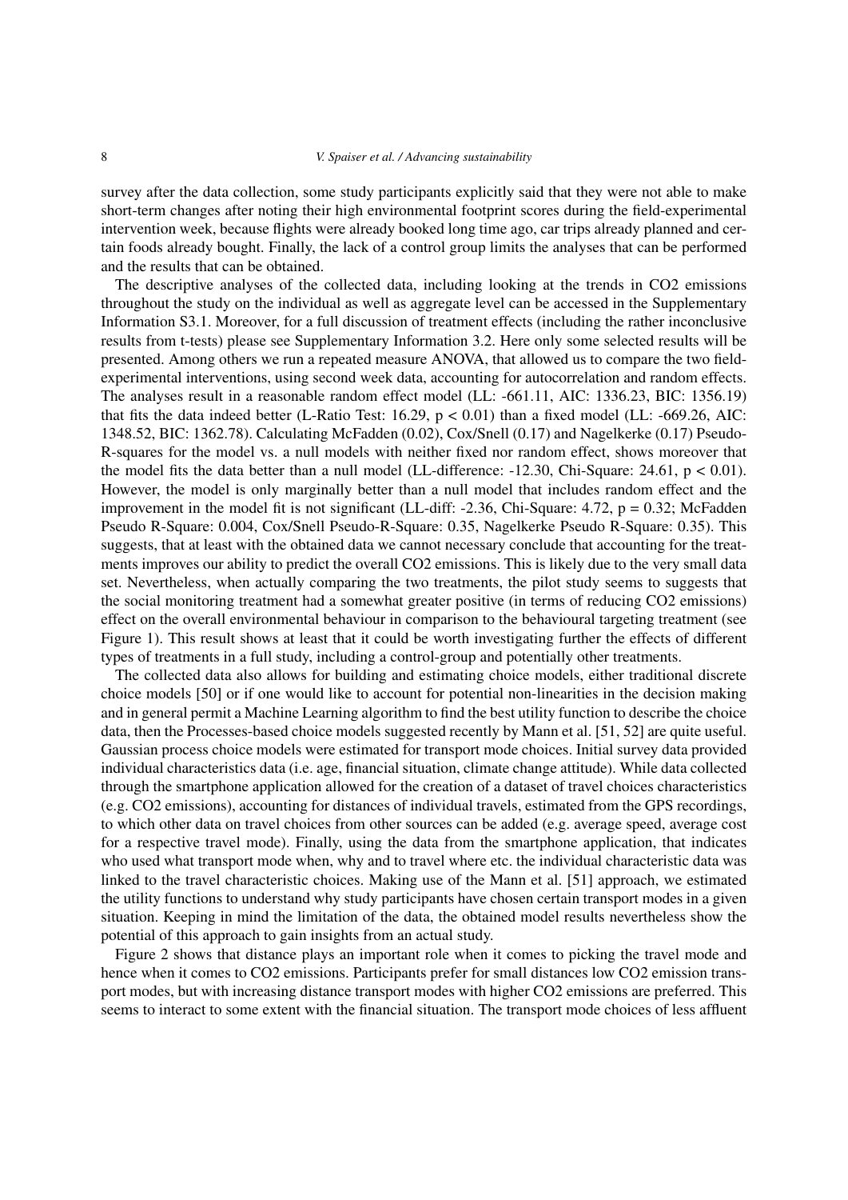survey after the data collection, some study participants explicitly said that they were not able to make short-term changes after noting their high environmental footprint scores during the field-experimental intervention week, because flights were already booked long time ago, car trips already planned and certain foods already bought. Finally, the lack of a control group limits the analyses that can be performed and the results that can be obtained.

The descriptive analyses of the collected data, including looking at the trends in $CO_2$ emissions throughout the study on the individual as well as aggregate level can be accessed in the Supplementary Information S3.1. Moreover, for a full discussion of treatment effects (including the rather inconclusive results from t-tests) please see Supplementary Information 3.2. Here only some selected results will be presented. Among others we run a repeated measure ANOVA, that allowed us to compare the two field-experimental interventions, using second week data, accounting for autocorrelation and random effects. The analyses result in a reasonable random effect model (LL: -661.11, AIC: 1336.23, BIC: 1356.19) that fits the data indeed better (L-Ratio Test: 16.29, $p < 0.01$) than a fixed model (LL: -669.26, AIC: 1348.52, BIC: 1362.78). Calculating McFadden (0.02), Cox/Snell (0.17) and Nagelkerke (0.17) Pseudo-R-squares for the model vs. a null models with neither fixed nor random effect, shows moreover that the model fits the data better than a null model (LL-difference: -12.30, Chi-Square: 24.61, $p < 0.01$). However, the model is only marginally better than a null model that includes random effect and the improvement in the model fit is not significant (LL-diff: -2.36, Chi-Square: 4.72, $p = 0.32$; McFadden Pseudo R-Square: 0.004, Cox/Snell Pseudo-R-Square: 0.35, Nagelkerke Pseudo R-Square: 0.35). This suggests, that at least with the obtained data we cannot necessary conclude that accounting for the treatments improves our ability to predict the overall $CO_2$ emissions. This is likely due to the very small data set. Nevertheless, when actually comparing the two treatments, the pilot study seems to suggests that the social monitoring treatment had a somewhat greater positive (in terms of reducing $CO_2$ emissions) effect on the overall environmental behaviour in comparison to the behavioural targeting treatment (see Figure 1). This result shows at least that it could be worth investigating further the effects of different types of treatments in a full study, including a control-group and potentially other treatments.

The collected data also allows for building and estimating choice models, either traditional discrete choice models [50] or if one would like to account for potential non-linearities in the decision making and in general permit a Machine Learning algorithm to find the best utility function to describe the choice data, then the Processes-based choice models suggested recently by Mann et al. [51, 52] are quite useful. Gaussian process choice models were estimated for transport mode choices. Initial survey data provided individual characteristics data (i.e. age, financial situation, climate change attitude). While data collected through the smartphone application allowed for the creation of a dataset of travel choices characteristics (e.g. $CO_2$ emissions), accounting for distances of individual travels, estimated from the GPS recordings, to which other data on travel choices from other sources can be added (e.g. average speed, average cost for a respective travel mode). Finally, using the data from the smartphone application, that indicates who used what transport mode when, why and to travel where etc. the individual characteristic data was linked to the travel characteristic choices. Making use of the Mann et al. [51] approach, we estimated the utility functions to understand why study participants have chosen certain transport modes in a given situation. Keeping in mind the limitation of the data, the obtained model results nevertheless show the potential of this approach to gain insights from an actual study.

Figure 2 shows that distance plays an important role when it comes to picking the travel mode and hence when it comes to $CO_2$ emissions. Participants prefer for small distances low $CO_2$ emission transport modes, but with increasing distance transport modes with higher $CO_2$ emissions are preferred. This seems to interact to some extent with the financial situation. The transport mode choices of less affluent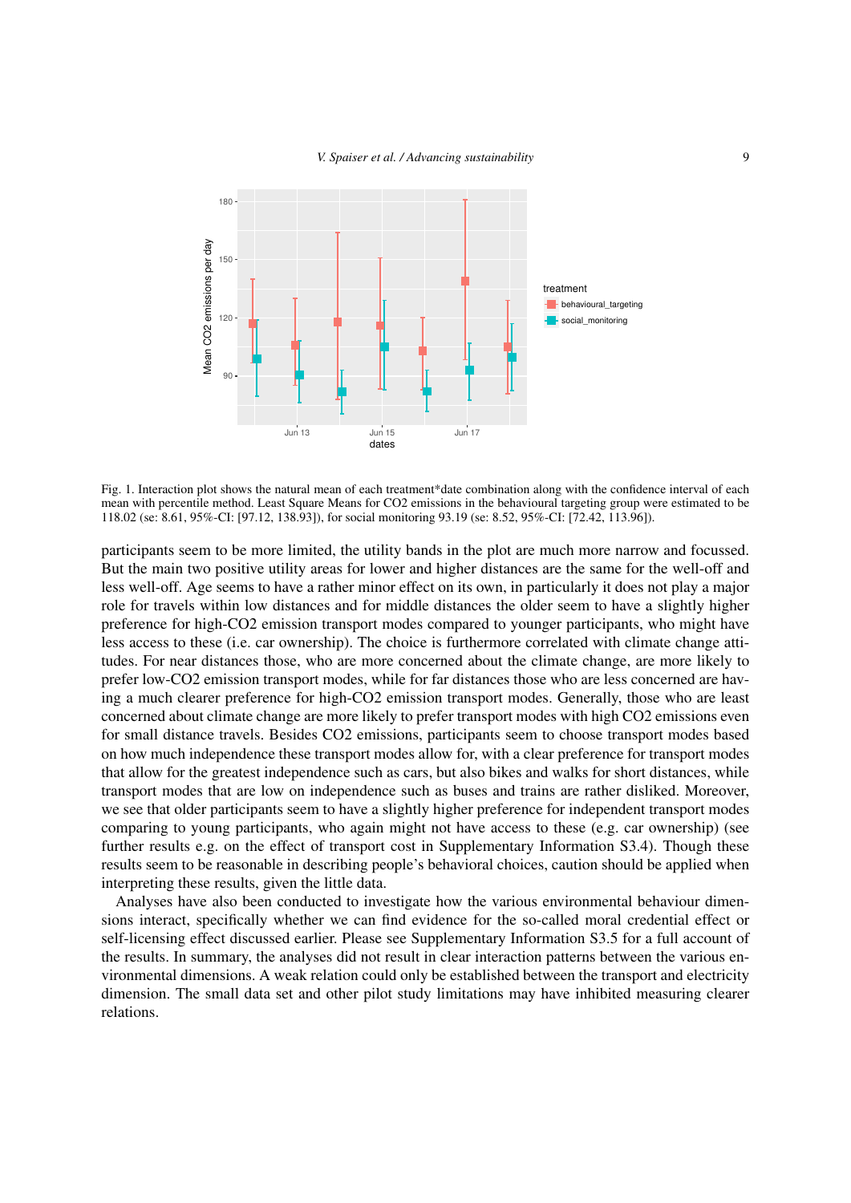Fig. 1. Interaction plot shows the natural mean of each treatment*date combination along with the confidence interval of each mean with percentile method. Least Square Means for CO2 emissions in the behavioural targeting group were estimated to be 118.02 (se: 8.61, 95%-CI: [97.12, 138.93]), for social monitoring 93.19 (se: 8.52, 95%-CI: [72.42, 113.96]).

participants seem to be more limited, the utility bands in the plot are much more narrow and focussed. But the main two positive utility areas for lower and higher distances are the same for the well-off and less well-off. Age seems to have a rather minor effect on its own, in particularly it does not play a major role for travels within low distances and for middle distances the older seem to have a slightly higher preference for high-CO2 emission transport modes compared to younger participants, who might have less access to these (i.e. car ownership). The choice is furthermore correlated with climate change attitudes. For near distances those, who are more concerned about the climate change, are more likely to prefer low-CO2 emission transport modes, while for far distances those who are less concerned are having a much clearer preference for high-CO2 emission transport modes. Generally, those who are least concerned about climate change are more likely to prefer transport modes with high CO2 emissions even for small distance travels. Besides CO2 emissions, participants seem to choose transport modes based on how much independence these transport modes allow for, with a clear preference for transport modes that allow for the greatest independence such as cars, but also bikes and walks for short distances, while transport modes that are low on independence such as buses and trains are rather disliked. Moreover, we see that older participants seem to have a slightly higher preference for independent transport modes comparing to young participants, who again might not have access to these (e.g. car ownership) (see further results e.g. on the effect of transport cost in Supplementary Information S3.4). Though these results seem to be reasonable in describing people's behavioral choices, caution should be applied when interpreting these results, given the little data.

Analyses have also been conducted to investigate how the various environmental behaviour dimensions interact, specifically whether we can find evidence for the so-called moral credential effect or self-licensing effect discussed earlier. Please see Supplementary Information S3.5 for a full account of the results. In summary, the analyses did not result in clear interaction patterns between the various environmental dimensions. A weak relation could only be established between the transport and electricity dimension. The small data set and other pilot study limitations may have inhibited measuring clearer relations.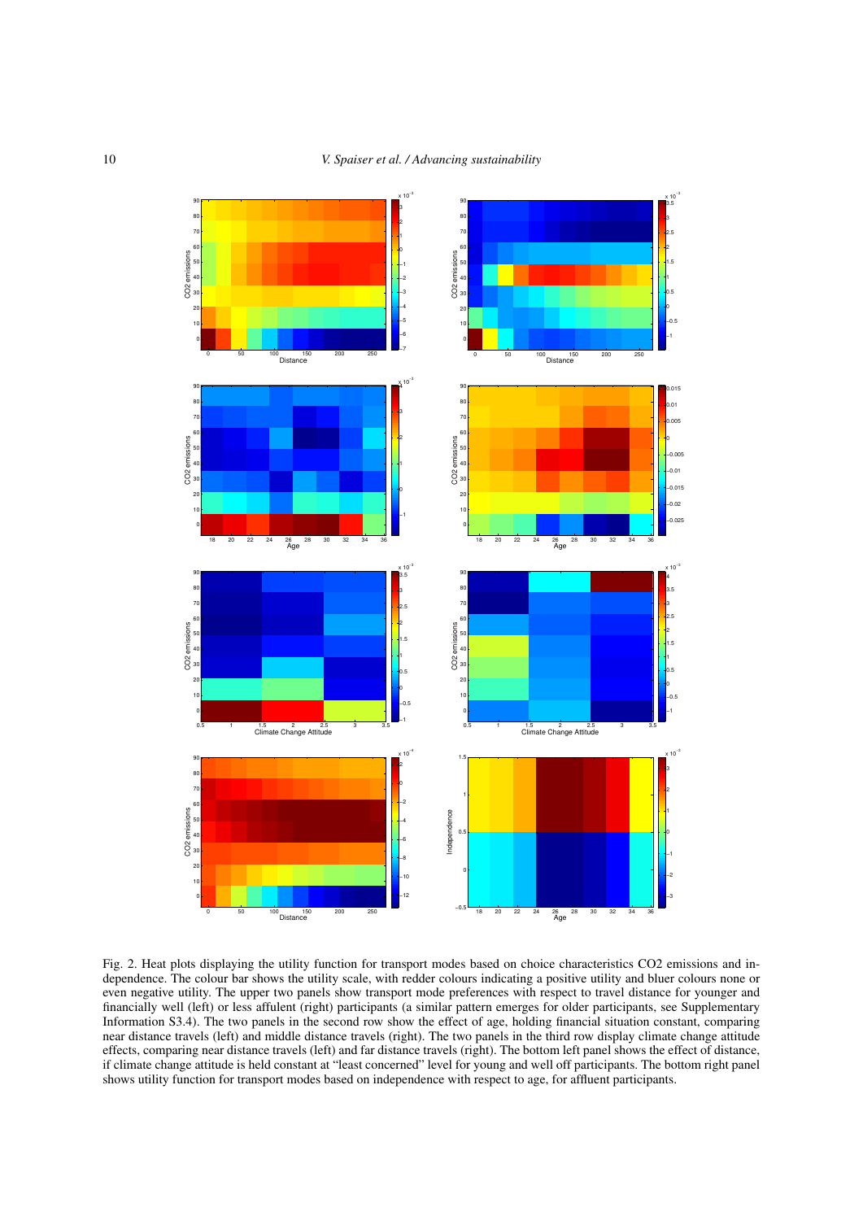Fig. 2. Heat plots displaying the utility function for transport modes based on choice characteristics CO2 emissions and independence. The colour bar shows the utility scale, with redder colours indicating a positive utility and bluer colours none or even negative utility. The upper two panels show transport mode preferences with respect to travel distance for younger and financially well (left) or less affulent (right) participants (a similar pattern emerges for older participants, see Supplementary Information S3.4). The two panels in the second row show the effect of age, holding financial situation constant, comparing near distance travels (left) and middle distance travels (right). The two panels in the third row display climate change attitude effects, comparing near distance travels (left) and far distance travels (right). The bottom left panel shows the effect of distance, if climate change attitude is held constant at "least concerned" level for young and well off participants. The bottom right panel shows utility function for transport modes based on independence with respect to age, for affluent participants.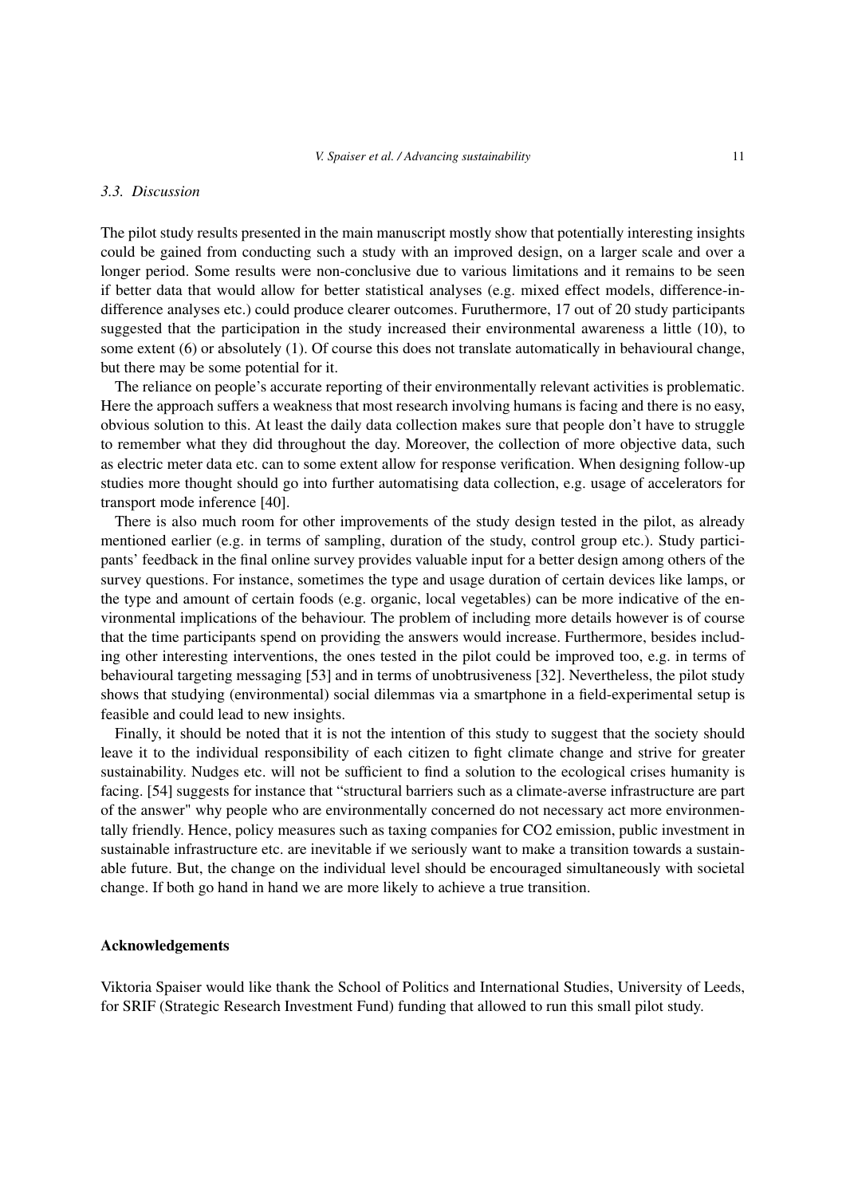### 3.3. Discussion

The pilot study results presented in the main manuscript mostly show that potentially interesting insights could be gained from conducting such a study with an improved design, on a larger scale and over a longer period. Some results were non-conclusive due to various limitations and it remains to be seen if better data that would allow for better statistical analyses (e.g. mixed effect models, difference-in-difference analyses etc.) could produce clearer outcomes. Furuthermore, 17 out of 20 study participants suggested that the participation in the study increased their environmental awareness a little (10), to some extent (6) or absolutely (1). Of course this does not translate automatically in behavioural change, but there may be some potential for it.

The reliance on people's accurate reporting of their environmentally relevant activities is problematic. Here the approach suffers a weakness that most research involving humans is facing and there is no easy, obvious solution to this. At least the daily data collection makes sure that people don't have to struggle to remember what they did throughout the day. Moreover, the collection of more objective data, such as electric meter data etc. can to some extent allow for response verification. When designing follow-up studies more thought should go into further automatising data collection, e.g. usage of accelerators for transport mode inference [40].

There is also much room for other improvements of the study design tested in the pilot, as already mentioned earlier (e.g. in terms of sampling, duration of the study, control group etc.). Study participants' feedback in the final online survey provides valuable input for a better design among others of the survey questions. For instance, sometimes the type and usage duration of certain devices like lamps, or the type and amount of certain foods (e.g. organic, local vegetables) can be more indicative of the environmental implications of the behaviour. The problem of including more details however is of course that the time participants spend on providing the answers would increase. Furthermore, besides including other interesting interventions, the ones tested in the pilot could be improved too, e.g. in terms of behavioural targeting messaging [53] and in terms of unobtrusiveness [32]. Nevertheless, the pilot study shows that studying (environmental) social dilemmas via a smartphone in a field-experimental setup is feasible and could lead to new insights.

Finally, it should be noted that it is not the intention of this study to suggest that the society should leave it to the individual responsibility of each citizen to fight climate change and strive for greater sustainability. Nudges etc. will not be sufficient to find a solution to the ecological crises humanity is facing. [54] suggests for instance that "structural barriers such as a climate-averse infrastructure are part of the answer" why people who are environmentally concerned do not necessary act more environmentally friendly. Hence, policy measures such as taxing companies for CO2 emission, public investment in sustainable infrastructure etc. are inevitable if we seriously want to make a transition towards a sustainable future. But, the change on the individual level should be encouraged simultaneously with societal change. If both go hand in hand we are more likely to achieve a true transition.

## Acknowledgements

Viktoria Spaiser would like thank the School of Politics and International Studies, University of Leeds, for SRIF (Strategic Research Investment Fund) funding that allowed to run this small pilot study.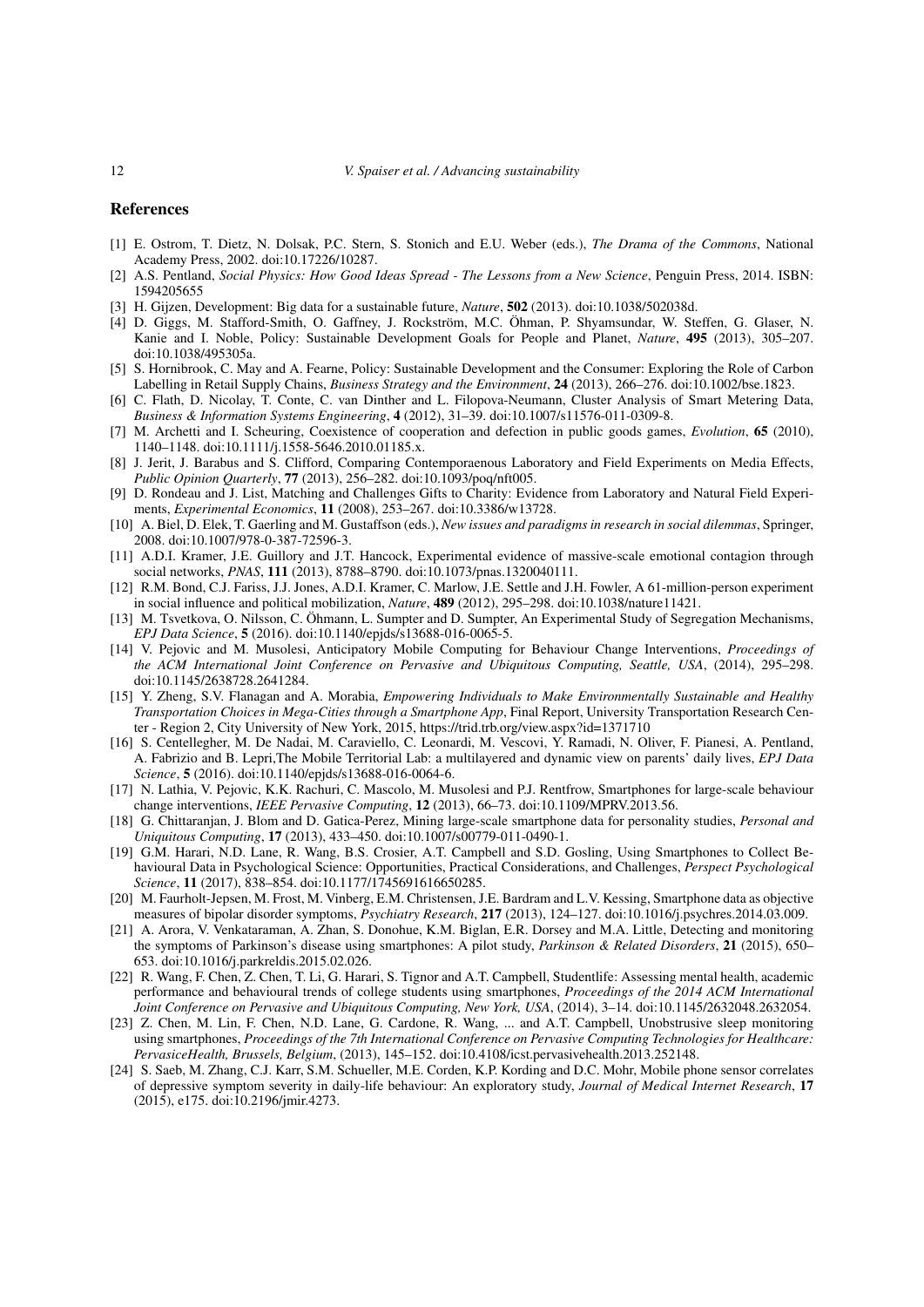## References

[1] E. Ostrom, T. Dietz, N. Dolsak, P.C. Stern, S. Stonich and E.U. Weber (eds.), *The Drama of the Commons*, National Academy Press, 2002. doi:10.17226/10287.

[2] A.S. Pentland, *Social Physics: How Good Ideas Spread - The Lessons from a New Science*, Penguin Press, 2014. ISBN: 1594205655

[3] H. Gijzen, Development: Big data for a sustainable future, *Nature*, **502** (2013). doi:10.1038/502038d.

[4] D. Giggs, M. Stafford-Smith, O. Gaffney, J. Rockström, M.C. Öhman, P. Shyamsundar, W. Steffen, G. Glaser, N. Kanie and I. Noble, Policy: Sustainable Development Goals for People and Planet, *Nature*, **495** (2013), 305–207. doi:10.1038/495305a.

[5] S. Hornibrook, C. May and A. Fearne, Policy: Sustainable Development and the Consumer: Exploring the Role of Carbon Labelling in Retail Supply Chains, *Business Strategy and the Environment*, **24** (2013), 266–276. doi:10.1002/bse.1823.

[6] C. Flath, D. Nicolay, T. Conte, C. van Dinther and L. Filopova-Neumann, Cluster Analysis of Smart Metering Data, *Business & Information Systems Engineering*, **4** (2012), 31–39. doi:10.1007/s11576-011-0309-8.

[7] M. Archetti and I. Scheuring, Coexistence of cooperation and defection in public goods games, *Evolution*, **65** (2010), 1140–1148. doi:10.1111/j.1558-5646.2010.01185.x.

[8] J. Jerit, J. Barabus and S. Clifford, Comparing Contemporaenous Laboratory and Field Experiments on Media Effects, *Public Opinion Quarterly*, **77** (2013), 256–282. doi:10.1093/poq/nft005.

[9] D. Rondeau and J. List, Matching and Challenges Gifts to Charity: Evidence from Laboratory and Natural Field Experiments, *Experimental Economics*, **11** (2008), 253–267. doi:10.3386/w13728.

[10] A. Biel, D. Elek, T. Gaerling and M. Gustaffson (eds.), *New issues and paradigms in research in social dilemmas*, Springer, 2008. doi:10.1007/978-0-387-72596-3.

[11] A.D.I. Kramer, J.E. Guillory and J.T. Hancock, Experimental evidence of massive-scale emotional contagion through social networks, *PNAS*, **111** (2013), 8788–8790. doi:10.1073/pnas.1320040111.

[12] R.M. Bond, C.J. Fariss, J.J. Jones, A.D.I. Kramer, C. Marlow, J.E. Settle and J.H. Fowler, A 61-million-person experiment in social influence and political mobilization, *Nature*, **489** (2012), 295–298. doi:10.1038/nature11421.

[13] M. Tsvetkova, O. Nilsson, C. Öhmann, L. Sumpter and D. Sumpter, An Experimental Study of Segregation Mechanisms, *EPJ Data Science*, **5** (2016). doi:10.1140/epjds/s13688-016-0065-5.

[14] V. Pejovic and M. Musolesi, Anticipatory Mobile Computing for Behaviour Change Interventions, *Proceedings of the ACM International Joint Conference on Pervasive and Ubiquitous Computing, Seattle, USA*, (2014), 295–298. doi:10.1145/2638728.2641284.

[15] Y. Zheng, S.V. Flanagan and A. Morabia, *Empowering Individuals to Make Environmentally Sustainable and Healthy Transportation Choices in Mega-Cities through a Smartphone App*, Final Report, University Transportation Research Center - Region 2, City University of New York, 2015, https://trid.trb.org/view.aspx?id=1371710

[16] S. Centellegher, M. De Nadai, M. Caraviello, C. Leonardi, M. Vescovi, Y. Ramadi, N. Oliver, F. Pianesi, A. Pentland, A. Fabrizio and B. Lepri,The Mobile Territorial Lab: a multilayered and dynamic view on parents' daily lives, *EPJ Data Science*, **5** (2016). doi:10.1140/epjds/s13688-016-0064-6.

[17] N. Lathia, V. Pejovic, K.K. Rachuri, C. Mascolo, M. Musolesi and P.J. Rentfrow, Smartphones for large-scale behaviour change interventions, *IEEE Pervasive Computing*, **12** (2013), 66–73. doi:10.1109/MPRV.2013.56.

[18] G. Chittaranjan, J. Blom and D. Gatica-Perez, Mining large-scale smartphone data for personality studies, *Personal and Uniquitous Computing*, **17** (2013), 433–450. doi:10.1007/s00779-011-0490-1.

[19] G.M. Harari, N.D. Lane, R. Wang, B.S. Crosier, A.T. Campbell and S.D. Gosling, Using Smartphones to Collect Behavioural Data in Psychological Science: Opportunities, Practical Considerations, and Challenges, *Perspect Psychological Science*, **11** (2017), 838–854. doi:10.1177/1745691616650285.

[20] M. Faurholt-Jepsen, M. Frost, M. Vinberg, E.M. Christensen, J.E. Bardram and L.V. Kessing, Smartphone data as objective measures of bipolar disorder symptoms, *Psychiatry Research*, **217** (2013), 124–127. doi:10.1016/j.psychres.2014.03.009.

[21] A. Arora, V. Venkataraman, A. Zhan, S. Donohue, K.M. Biglan, E.R. Dorsey and M.A. Little, Detecting and monitoring the symptoms of Parkinson's disease using smartphones: A pilot study, *Parkinson & Related Disorders*, **21** (2015), 650–653. doi:10.1016/j.parkreldis.2015.02.026.

[22] R. Wang, F. Chen, Z. Chen, T. Li, G. Harari, S. Tignor and A.T. Campbell, Studentlife: Assessing mental health, academic performance and behavioural trends of college students using smartphones, *Proceedings of the 2014 ACM International Joint Conference on Pervasive and Ubiquitous Computing, New York, USA*, (2014), 3–14. doi:10.1145/2632048.2632054.

[23] Z. Chen, M. Lin, F. Chen, N.D. Lane, G. Cardone, R. Wang, ... and A.T. Campbell, Unobstrusive sleep monitoring using smartphones, *Proceedings of the 7th International Conference on Pervasive Computing Technologies for Healthcare: PervasiceHealth, Brussels, Belgium*, (2013), 145–152. doi:10.4108/icst.pervasivehealth.2013.252148.

[24] S. Saeb, M. Zhang, C.J. Karr, S.M. Schueller, M.E. Corden, K.P. Kording and D.C. Mohr, Mobile phone sensor correlates of depressive symptom severity in daily-life behaviour: An exploratory study, *Journal of Medical Internet Research*, **17** (2015), e175. doi:10.2196/jmir.4273.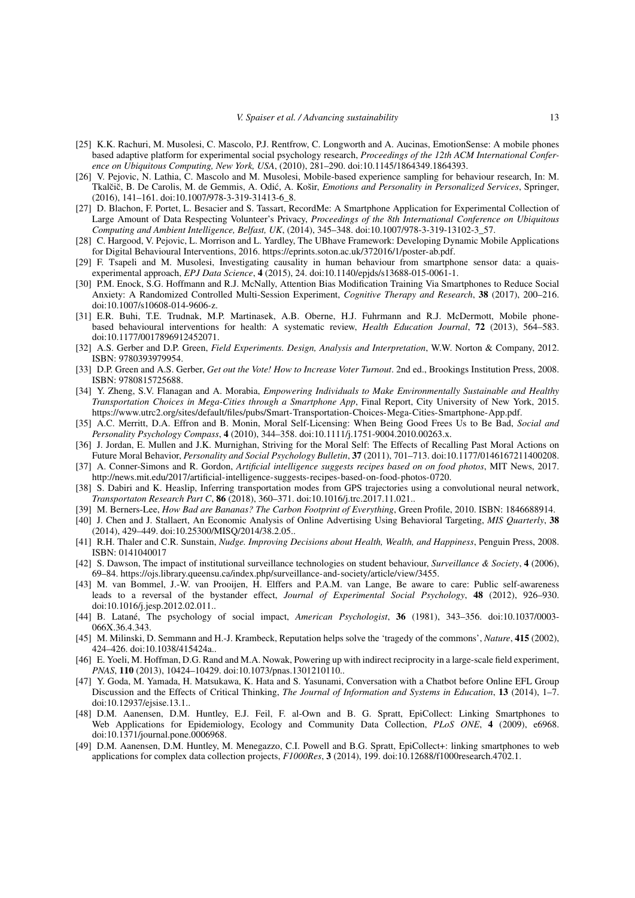[25] K.K. Rachuri, M. Musolesi, C. Mascolo, P.J. Rentfrow, C. Longworth and A. Aucinas, EmotionSense: A mobile phones based adaptive platform for experimental social psychology research, *Proceedings of the 12th ACM International Conference on Ubiquitous Computing, New York, USA*, (2010), 281–290. doi:10.1145/1864349.1864393.

[26] V. Pejovic, N. Lathia, C. Mascolo and M. Musolesi, Mobile-based experience sampling for behaviour research, In: M. Tkalčič, B. De Carolis, M. de Gemmis, A. Odić, A. Košir, *Emotions and Personality in Personalized Services*, Springer, (2016), 141–161. doi:10.1007/978-3-319-31413-6_8.

[27] D. Blachon, F. Portet, L. Besacier and S. Tassart, RecordMe: A Smartphone Application for Experimental Collection of Large Amount of Data Respecting Volunteer's Privacy, *Proceedings of the 8th International Conference on Ubiquitous Computing and Ambient Intelligence, Belfast, UK*, (2014), 345–348. doi:10.1007/978-3-319-13102-3_57.

[28] C. Hargood, V. Pejovic, L. Morrison and L. Yardley, The UBhave Framework: Developing Dynamic Mobile Applications for Digital Behavioural Interventions, 2016. https://eprints.soton.ac.uk/372016/1/poster-ab.pdf.

[29] F. Tsapeli and M. Musolesi, Investigating causality in human behaviour from smartphone sensor data: a quais-experimental approach, *EPJ Data Science*, **4** (2015), 24. doi:10.1140/epjds/s13688-015-0061-1.

[30] P.M. Enock, S.G. Hoffmann and R.J. McNally, Attention Bias Modification Training Via Smartphones to Reduce Social Anxiety: A Randomized Controlled Multi-Session Experiment, *Cognitive Therapy and Research*, **38** (2017), 200–216. doi:10.1007/s10608-014-9606-z.

[31] E.R. Buhi, T.E. Trudnak, M.P. Martinasek, A.B. Oberne, H.J. Fuhrmann and R.J. McDermott, Mobile phone-based behavioural interventions for health: A systematic review, *Health Education Journal*, **72** (2013), 564–583. doi:10.1177/0017896912452071.

[32] A.S. Gerber and D.P. Green, *Field Experiments. Design, Analysis and Interpretation*, W.W. Norton & Company, 2012. ISBN: 9780393979954.

[33] D.P. Green and A.S. Gerber, *Get out the Vote! How to Increase Voter Turnout*. 2nd ed., Brookings Institution Press, 2008. ISBN: 9780815725688.

[34] Y. Zheng, S.V. Flanagan and A. Morabia, *Empowering Individuals to Make Environmentally Sustainable and Healthy Transportation Choices in Mega-Cities through a Smartphone App*, Final Report, City University of New York, 2015. https://www.utrc2.org/sites/default/files/pubs/Smart-Transportation-Choices-Mega-Cities-Smartphone-App.pdf.

[35] A.C. Merritt, D.A. Effron and B. Monin, Moral Self-Licensing: When Being Good Frees Us to Be Bad, *Social and Personality Psychology Compass*, **4** (2010), 344–358. doi:10.1111/j.1751-9004.2010.00263.x.

[36] J. Jordan, E. Mullen and J.K. Murnighan, Striving for the Moral Self: The Effects of Recalling Past Moral Actions on Future Moral Behavior, *Personality and Social Psychology Bulletin*, **37** (2011), 701–713. doi:10.1177/0146167211400208.

[37] A. Conner-Simons and R. Gordon, *Artificial intelligence suggests recipes based on on food photos*, MIT News, 2017. http://news.mit.edu/2017/artificial-intelligence-suggests-recipes-based-on-food-photos-0720.

[38] S. Dabiri and K. Heaslip, Inferring transportation modes from GPS trajectories using a convolutional neural network, *Transportaton Research Part C*, **86** (2018), 360–371. doi:10.1016/j.trc.2017.11.021..

[39] M. Berners-Lee, *How Bad are Bananas? The Carbon Footprint of Everything*, Green Profile, 2010. ISBN: 1846688914.

[40] J. Chen and J. Stallaert, An Economic Analysis of Online Advertising Using Behavioral Targeting, *MIS Quarterly*, **38** (2014), 429–449. doi:10.25300/MISQ/2014/38.2.05..

[41] R.H. Thaler and C.R. Sunstain, *Nudge. Improving Decisions about Health, Wealth, and Happiness*, Penguin Press, 2008. ISBN: 0141040017

[42] S. Dawson, The impact of institutional surveillance technologies on student behaviour, *Surveillance & Society*, **4** (2006), 69–84. https://ojs.library.queensu.ca/index.php/surveillance-and-society/article/view/3455.

[43] M. van Bommel, J.-W. van Prooijen, H. Elffers and P.A.M. van Lange, Be aware to care: Public self-awareness leads to a reversal of the bystander effect, *Journal of Experimental Social Psychology*, **48** (2012), 926–930. doi:10.1016/j.jesp.2012.02.011..

[44] B. Latané, The psychology of social impact, *American Psychologist*, **36** (1981), 343–356. doi:10.1037/0003-066X.36.4.343.

[45] M. Milinski, D. Semmann and H.-J. Krambeck, Reputation helps solve the 'tragedy of the commons', *Nature*, **415** (2002), 424–426. doi:10.1038/415424a..

[46] E. Yoeli, M. Hoffman, D.G. Rand and M.A. Nowak, Powering up with indirect reciprocity in a large-scale field experiment, *PNAS*, **110** (2013), 10424–10429. doi:10.1073/pnas.1301210110..

[47] Y. Goda, M. Yamada, H. Matsukawa, K. Hata and S. Yasunami, Conversation with a Chatbot before Online EFL Group Discussion and the Effects of Critical Thinking, *The Journal of Information and Systems in Education*, **13** (2014), 1–7. doi:10.12937/ejsise.13.1..

[48] D.M. Aanensen, D.M. Huntley, E.J. Feil, F. al-Own and B. G. Spratt, EpiCollect: Linking Smartphones to Web Applications for Epidemiology, Ecology and Community Data Collection, *PLoS ONE*, **4** (2009), e6968. doi:10.1371/journal.pone.0006968.

[49] D.M. Aanensen, D.M. Huntley, M. Menegazzo, C.I. Powell and B.G. Spratt, EpiCollect+: linking smartphones to web applications for complex data collection projects, *F1000Res*, **3** (2014), 199. doi:10.12688/f1000research.4702.1.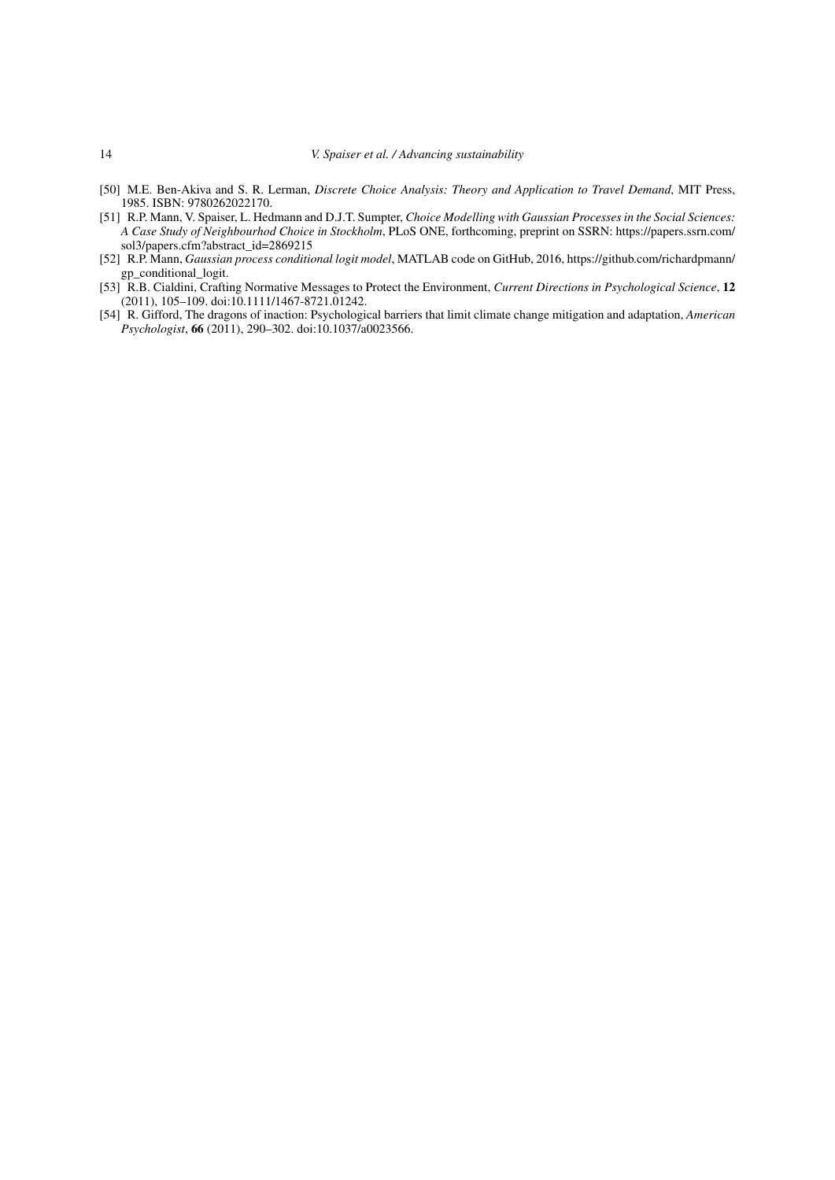[50] M.E. Ben-Akiva and S. R. Lerman, *Discrete Choice Analysis: Theory and Application to Travel Demand*, MIT Press, 1985. ISBN: 9780262022170.

[51] R.P. Mann, V. Spaiser, L. Hedmann and D.J.T. Sumpter, *Choice Modelling with Gaussian Processes in the Social Sciences: A Case Study of Neighbourhod Choice in Stockholm*, PLoS ONE, forthcoming, preprint on SSRN: https://papers.ssrn.com/sol3/papers.cfm?abstract_id=2869215

[52] R.P. Mann, *Gaussian process conditional logit model*, MATLAB code on GitHub, 2016, https://github.com/richardpmann/gp_conditional_logit.

[53] R.B. Cialdini, Crafting Normative Messages to Protect the Environment, *Current Directions in Psychological Science*, **12** (2011), 105–109. doi:10.1111/1467-8721.01242.

[54] R. Gifford, The dragons of inaction: Psychological barriers that limit climate change mitigation and adaptation, *American Psychologist*, **66** (2011), 290–302. doi:10.1037/a0023566.